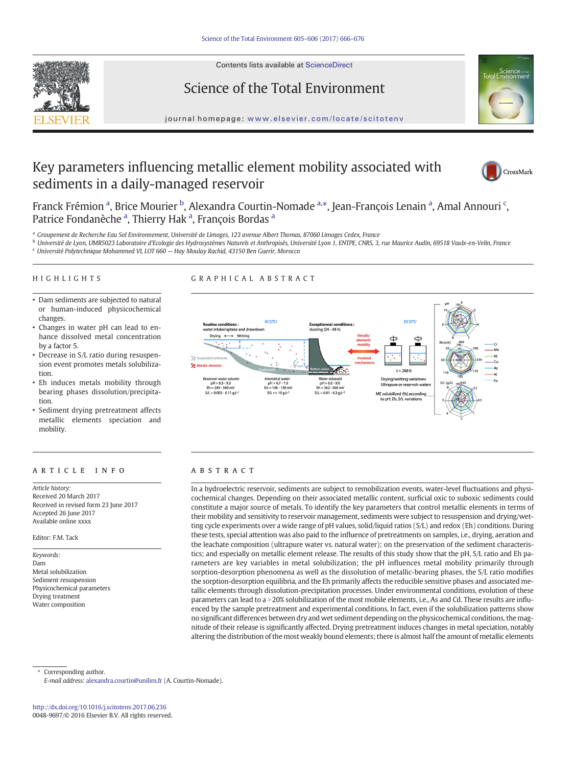Contents lists available at ScienceDirect

# Science of the Total Environment

journal homepage: www.elsevier.com/locate/scitotenv

# Key parameters influencing metallic element mobility associated with sediments in a daily-managed reservoir

Franck Frémion [a], Brice Mourier [b], Alexandra Courtin-Nomade [a,*], Jean-François Lenain [a], Amal Annouri [c], Patrice Fondanèche [a], Thierry Hak [a], François Bordas [a]

[a] Groupement de Recherche Eau Sol Environnement, Université de Limoges, 123 avenue Albert Thomas, 87060 Limoges Cedex, France
[b] Université de Lyon, UMR5023 Laboratoire d'Ecologie des Hydrosystèmes Naturels et Anthropisés, Université Lyon 1, ENTPE, CNRS, 3, rue Maurice Audin, 69518 Vaulx-en-Velin, France
[c] Université Polytechnique Mohammed VI, LOT 660 — Hay Moulay Rachid, 43150 Ben Guerir, Morocco

## HIGHLIGHTS

- Dam sediments are subjected to natural or human-induced physicochemical changes.
- Changes in water pH can lead to enhance dissolved metal concentration by a factor 5.
- Decrease in S/L ratio during resuspension event promotes metals solubilization.
- Eh induces metals mobility through bearing phases dissolution/precipitation.
- Sediment drying pretreatment affects metallic elements speciation and mobility.

## GRAPHICAL ABSTRACT

IN SITU
Routine conditions : water intake/uptake and drawdown
Drying ⟷ Wetting
Exceptional conditions : sluicing (24 - 48 h)
Suspended sediments
Metallic elements
Sediments
Bottom valves
Metallic elements mobility
Involved mechanisms
EX SITU
t = 288 h
Drying/wetting variations
Ultrapure or reservoir waters
ME solubilized (%) according to pH, Eh, S/L variations
Reservoir water column pH = 6.5 - 9.3 Eh = 240 - 560 mV S/L = 0.002 - 0.11 g.L⁻¹
Interstitial water pH = 6.7 - 7.0 Eh = 106 - 130 mV S/L >> 10 g.L⁻¹
Water released pH = 6.0 - 9.0 Eh = 262 - 560 mV S/L = 0.01 - 4.2 g.L⁻¹
pH
Eh (mV)
S/L (g/L)
Cr
Mn
Ni
Cu
As
Al
Fe

## ARTICLE INFO

*Article history:*
Received 20 March 2017
Received in revised form 23 June 2017
Accepted 26 June 2017
Available online xxxx

Editor: F.M. Tack

*Keywords:*
Dam
Metal solubilization
Sediment resuspension
Physicochemical parameters
Drying treatment
Water composition

## ABSTRACT

In a hydroelectric reservoir, sediments are subject to remobilization events, water-level fluctuations and physicochemical changes. Depending on their associated metallic content, surficial oxic to suboxic sediments could constitute a major source of metals. To identify the key parameters that control metallic elements in terms of their mobility and sensitivity to reservoir management, sediments were subject to resuspension and drying/wetting cycle experiments over a wide range of pH values, solid/liquid ratios (S/L) and redox (Eh) conditions. During these tests, special attention was also paid to the influence of pretreatments on samples, i.e., drying, aeration and the leachate composition (ultrapure water vs. natural water); on the preservation of the sediment characteristics; and especially on metallic element release. The results of this study show that the pH, S/L ratio and Eh parameters are key variables in metal solubilization; the pH influences metal mobility primarily through sorption-desorption phenomena as well as the dissolution of metallic-bearing phases, the S/L ratio modifies the sorption-desorption equilibria, and the Eh primarily affects the reducible sensitive phases and associated metallic elements through dissolution-precipitation processes. Under environmental conditions, evolution of these parameters can lead to a >20% solubilization of the most mobile elements, i.e., As and Cd. These results are influenced by the sample pretreatment and experimental conditions. In fact, even if the solubilization patterns show no significant differences between dry and wet sediment depending on the physicochemical conditions, the magnitude of their release is significantly affected. Drying pretreatment induces changes in metal speciation, notably altering the distribution of the most weakly bound elements; there is almost half the amount of metallic elements

* Corresponding author.
*E-mail address:* alexandra.courtin@unilim.fr (A. Courtin-Nomade).

http://dx.doi.org/10.1016/j.scitotenv.2017.06.236
0048-9697/© 2016 Elsevier B.V. All rights reserved.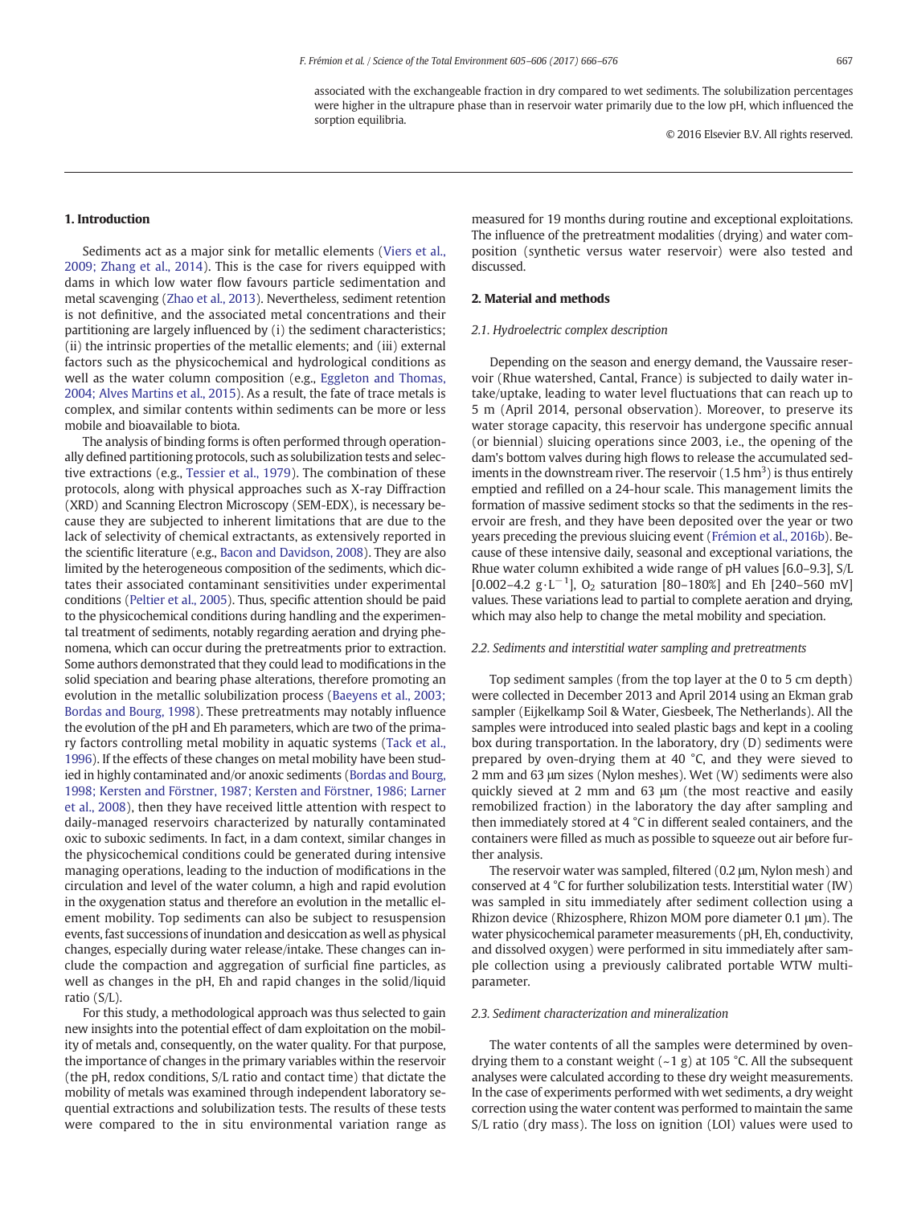associated with the exchangeable fraction in dry compared to wet sediments. The solubilization percentages were higher in the ultrapure phase than in reservoir water primarily due to the low pH, which influenced the sorption equilibria.

© 2016 Elsevier B.V. All rights reserved.

## 1. Introduction

Sediments act as a major sink for metallic elements (Viers et al., 2009; Zhang et al., 2014). This is the case for rivers equipped with dams in which low water flow favours particle sedimentation and metal scavenging (Zhao et al., 2013). Nevertheless, sediment retention is not definitive, and the associated metal concentrations and their partitioning are largely influenced by (i) the sediment characteristics; (ii) the intrinsic properties of the metallic elements; and (iii) external factors such as the physicochemical and hydrological conditions as well as the water column composition (e.g., Eggleton and Thomas, 2004; Alves Martins et al., 2015). As a result, the fate of trace metals is complex, and similar contents within sediments can be more or less mobile and bioavailable to biota.

The analysis of binding forms is often performed through operationally defined partitioning protocols, such as solubilization tests and selective extractions (e.g., Tessier et al., 1979). The combination of these protocols, along with physical approaches such as X-ray Diffraction (XRD) and Scanning Electron Microscopy (SEM-EDX), is necessary because they are subjected to inherent limitations that are due to the lack of selectivity of chemical extractants, as extensively reported in the scientific literature (e.g., Bacon and Davidson, 2008). They are also limited by the heterogeneous composition of the sediments, which dictates their associated contaminant sensitivities under experimental conditions (Peltier et al., 2005). Thus, specific attention should be paid to the physicochemical conditions during handling and the experimental treatment of sediments, notably regarding aeration and drying phenomena, which can occur during the pretreatments prior to extraction. Some authors demonstrated that they could lead to modifications in the solid speciation and bearing phase alterations, therefore promoting an evolution in the metallic solubilization process (Baeyens et al., 2003; Bordas and Bourg, 1998). These pretreatments may notably influence the evolution of the pH and Eh parameters, which are two of the primary factors controlling metal mobility in aquatic systems (Tack et al., 1996). If the effects of these changes on metal mobility have been studied in highly contaminated and/or anoxic sediments (Bordas and Bourg, 1998; Kersten and Förstner, 1987; Kersten and Förstner, 1986; Larner et al., 2008), then they have received little attention with respect to daily-managed reservoirs characterized by naturally contaminated oxic to suboxic sediments. In fact, in a dam context, similar changes in the physicochemical conditions could be generated during intensive managing operations, leading to the induction of modifications in the circulation and level of the water column, a high and rapid evolution in the oxygenation status and therefore an evolution in the metallic element mobility. Top sediments can also be subject to resuspension events, fast successions of inundation and desiccation as well as physical changes, especially during water release/intake. These changes can include the compaction and aggregation of surficial fine particles, as well as changes in the pH, Eh and rapid changes in the solid/liquid ratio (S/L).

For this study, a methodological approach was thus selected to gain new insights into the potential effect of dam exploitation on the mobility of metals and, consequently, on the water quality. For that purpose, the importance of changes in the primary variables within the reservoir (the pH, redox conditions, S/L ratio and contact time) that dictate the mobility of metals was examined through independent laboratory sequential extractions and solubilization tests. The results of these tests were compared to the in situ environmental variation range as measured for 19 months during routine and exceptional exploitations. The influence of the pretreatment modalities (drying) and water composition (synthetic versus water reservoir) were also tested and discussed.

## 2. Material and methods

### 2.1. Hydroelectric complex description

Depending on the season and energy demand, the Vaussaire reservoir (Rhue watershed, Cantal, France) is subjected to daily water intake/uptake, leading to water level fluctuations that can reach up to 5 m (April 2014, personal observation). Moreover, to preserve its water storage capacity, this reservoir has undergone specific annual (or biennial) sluicing operations since 2003, i.e., the opening of the dam's bottom valves during high flows to release the accumulated sediments in the downstream river. The reservoir (1.5 $hm^3$) is thus entirely emptied and refilled on a 24-hour scale. This management limits the formation of massive sediment stocks so that the sediments in the reservoir are fresh, and they have been deposited over the year or two years preceding the previous sluicing event (Frémion et al., 2016b). Because of these intensive daily, seasonal and exceptional variations, the Rhue water column exhibited a wide range of pH values [6.0–9.3], S/L [0.002–4.2 $g \cdot L^{-1}$], $O_2$ saturation [80–180%] and Eh [240–560 mV] values. These variations lead to partial to complete aeration and drying, which may also help to change the metal mobility and speciation.

### 2.2. Sediments and interstitial water sampling and pretreatments

Top sediment samples (from the top layer at the 0 to 5 cm depth) were collected in December 2013 and April 2014 using an Ekman grab sampler (Eijkelkamp Soil & Water, Giesbeek, The Netherlands). All the samples were introduced into sealed plastic bags and kept in a cooling box during transportation. In the laboratory, dry (D) sediments were prepared by oven-drying them at 40 °C, and they were sieved to 2 mm and 63 μm sizes (Nylon meshes). Wet (W) sediments were also quickly sieved at 2 mm and 63 μm (the most reactive and easily remobilized fraction) in the laboratory the day after sampling and then immediately stored at 4 °C in different sealed containers, and the containers were filled as much as possible to squeeze out air before further analysis.

The reservoir water was sampled, filtered (0.2 μm, Nylon mesh) and conserved at 4 °C for further solubilization tests. Interstitial water (IW) was sampled in situ immediately after sediment collection using a Rhizon device (Rhizosphere, Rhizon MOM pore diameter 0.1 μm). The water physicochemical parameter measurements (pH, Eh, conductivity, and dissolved oxygen) were performed in situ immediately after sample collection using a previously calibrated portable WTW multiparameter.

### 2.3. Sediment characterization and mineralization

The water contents of all the samples were determined by oven-drying them to a constant weight (~1 g) at 105 °C. All the subsequent analyses were calculated according to these dry weight measurements. In the case of experiments performed with wet sediments, a dry weight correction using the water content was performed to maintain the same S/L ratio (dry mass). The loss on ignition (LOI) values were used to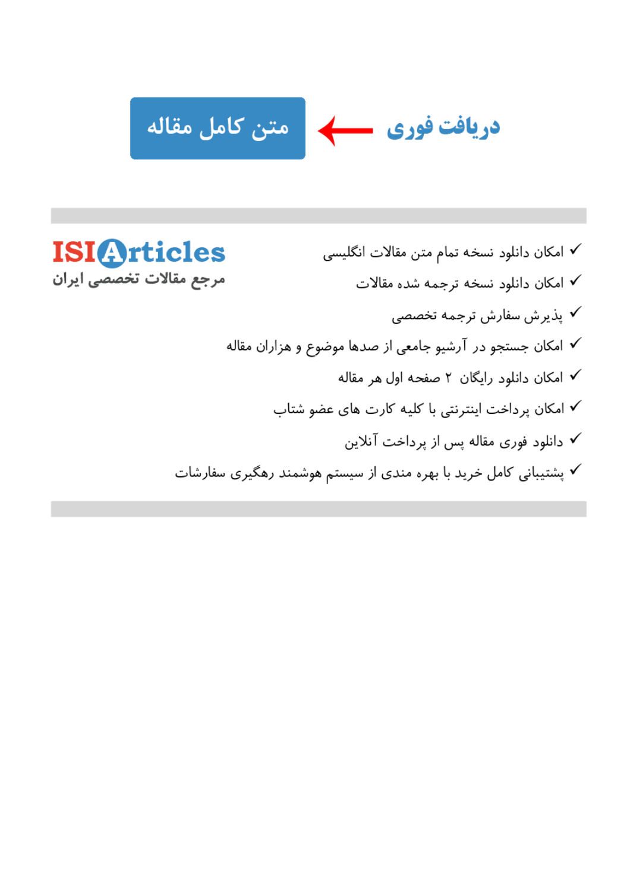دریافت فوری ← متن کامل مقاله

**ISIArticles**
مرجع مقالات تخصصی ایران

- ✓ امکان دانلود نسخه تمام متن مقالات انگلیسی
- ✓ امکان دانلود نسخه ترجمه شده مقالات
- ✓ پذیرش سفارش ترجمه تخصصی
- ✓ امکان جستجو در آرشیو جامعی از صدها موضوع و هزاران مقاله
- ✓ امکان دانلود رایگان ۲ صفحه اول هر مقاله
- ✓ امکان پرداخت اینترنتی با کلیه کارت های عضو شتاب
- ✓ دانلود فوری مقاله پس از پرداخت آنلاین
- ✓ پشتیبانی کامل خرید با بهره مندی از سیستم هوشمند رهگیری سفارشات